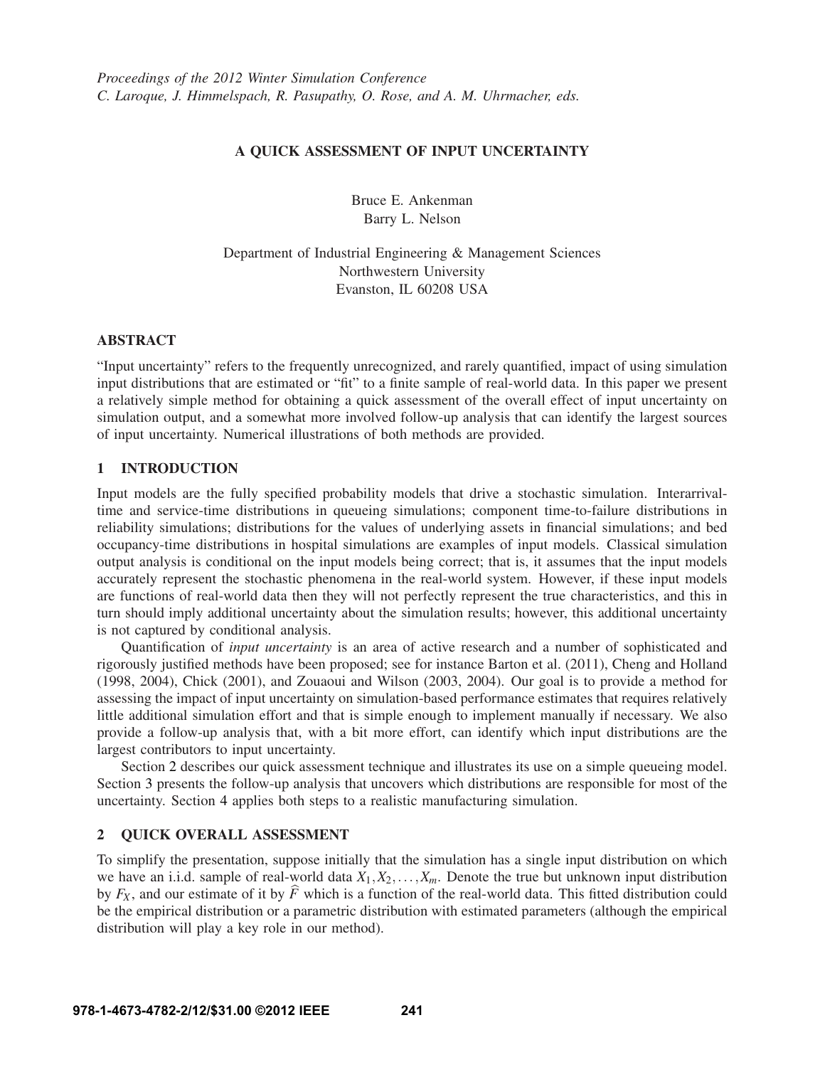*Proceedings of the 2012 Winter Simulation Conference*
*C. Laroque, J. Himmelspach, R. Pasupathy, O. Rose, and A. M. Uhrmacher, eds.*

# A QUICK ASSESSMENT OF INPUT UNCERTAINTY

Bruce E. Ankenman
Barry L. Nelson

Department of Industrial Engineering & Management Sciences
Northwestern University
Evanston, IL 60208 USA

## ABSTRACT

"Input uncertainty" refers to the frequently unrecognized, and rarely quantified, impact of using simulation input distributions that are estimated or "fit" to a finite sample of real-world data. In this paper we present a relatively simple method for obtaining a quick assessment of the overall effect of input uncertainty on simulation output, and a somewhat more involved follow-up analysis that can identify the largest sources of input uncertainty. Numerical illustrations of both methods are provided.

## 1 INTRODUCTION

Input models are the fully specified probability models that drive a stochastic simulation. Interarrival-time and service-time distributions in queueing simulations; component time-to-failure distributions in reliability simulations; distributions for the values of underlying assets in financial simulations; and bed occupancy-time distributions in hospital simulations are examples of input models. Classical simulation output analysis is conditional on the input models being correct; that is, it assumes that the input models accurately represent the stochastic phenomena in the real-world system. However, if these input models are functions of real-world data then they will not perfectly represent the true characteristics, and this in turn should imply additional uncertainty about the simulation results; however, this additional uncertainty is not captured by conditional analysis.

Quantification of *input uncertainty* is an area of active research and a number of sophisticated and rigorously justified methods have been proposed; see for instance Barton et al. (2011), Cheng and Holland (1998, 2004), Chick (2001), and Zouaoui and Wilson (2003, 2004). Our goal is to provide a method for assessing the impact of input uncertainty on simulation-based performance estimates that requires relatively little additional simulation effort and that is simple enough to implement manually if necessary. We also provide a follow-up analysis that, with a bit more effort, can identify which input distributions are the largest contributors to input uncertainty.

Section 2 describes our quick assessment technique and illustrates its use on a simple queueing model. Section 3 presents the follow-up analysis that uncovers which distributions are responsible for most of the uncertainty. Section 4 applies both steps to a realistic manufacturing simulation.

## 2 QUICK OVERALL ASSESSMENT

To simplify the presentation, suppose initially that the simulation has a single input distribution on which we have an i.i.d. sample of real-world data $X_1, X_2, \ldots, X_m$. Denote the true but unknown input distribution by $F_X$, and our estimate of it by $\widehat{F}$ which is a function of the real-world data. This fitted distribution could be the empirical distribution or a parametric distribution with estimated parameters (although the empirical distribution will play a key role in our method).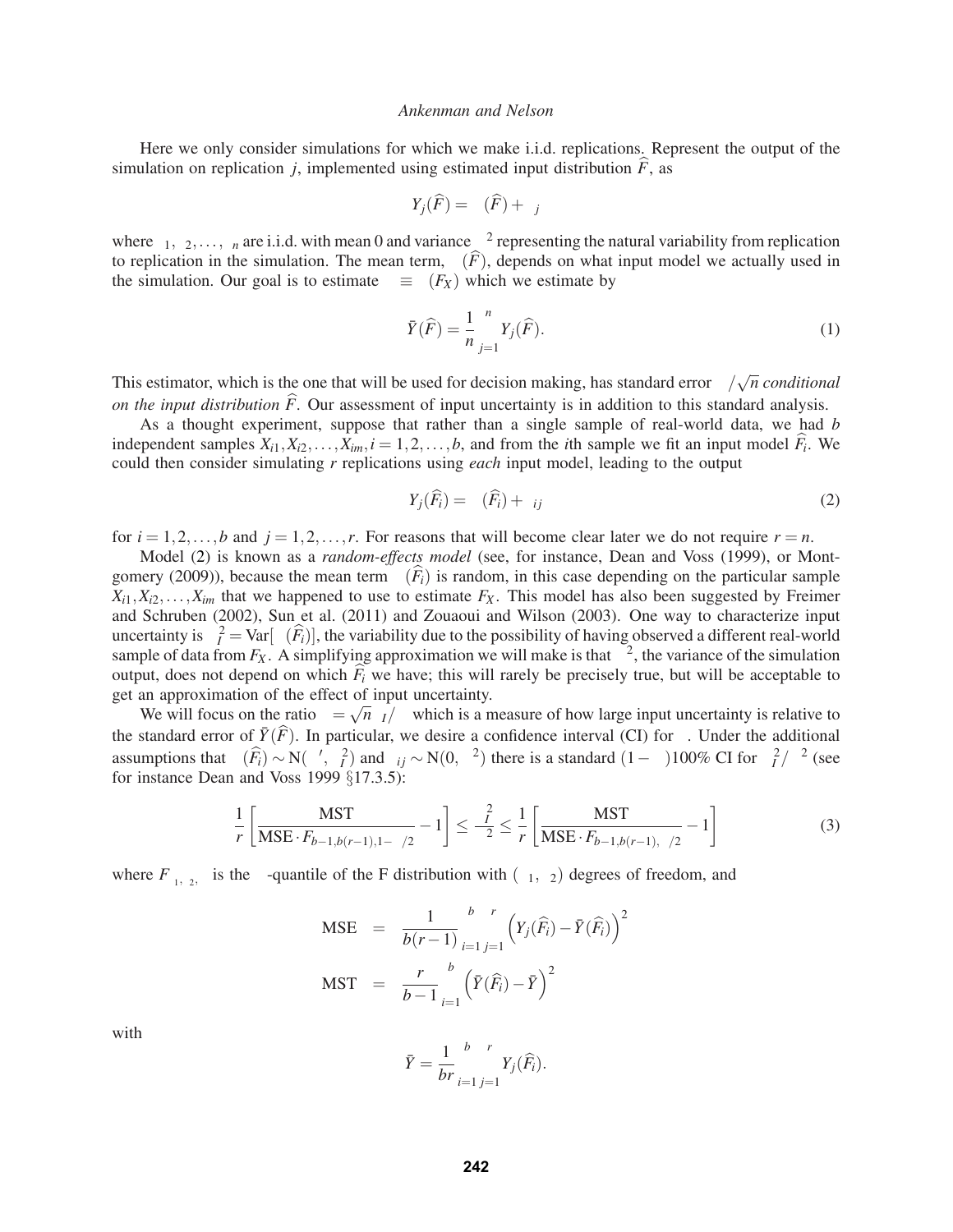Here we only consider simulations for which we make i.i.d. replications. Represent the output of the simulation on replication $j$, implemented using estimated input distribution $\widehat{F}$, as

$$Y_j(\widehat{F}) = \mu(\widehat{F}) + \varepsilon_j$$

where $\varepsilon_1, \varepsilon_2, \ldots, \varepsilon_n$ are i.i.d. with mean 0 and variance $\sigma^2$ representing the natural variability from replication to replication in the simulation. The mean term, $\mu(\widehat{F})$, depends on what input model we actually used in the simulation. Our goal is to estimate $\mu \equiv \mu(F_X)$ which we estimate by

$$\bar{Y}(\widehat{F}) = \frac{1}{n}\sum_{j=1}^{n} Y_j(\widehat{F}). \tag{1}$$

This estimator, which is the one that will be used for decision making, has standard error $\sigma/\sqrt{n}$ *conditional on the input distribution* $\widehat{F}$. Our assessment of input uncertainty is in addition to this standard analysis.

As a thought experiment, suppose that rather than a single sample of real-world data, we had $b$ independent samples $X_{i1}, X_{i2}, \ldots, X_{im}, i = 1, 2, \ldots, b$, and from the $i$th sample we fit an input model $\widehat{F}_i$. We could then consider simulating $r$ replications using *each* input model, leading to the output

$$Y_j(\widehat{F}_i) = \mu(\widehat{F}_i) + \varepsilon_{ij} \tag{2}$$

for $i = 1, 2, \ldots, b$ and $j = 1, 2, \ldots, r$. For reasons that will become clear later we do not require $r = n$.

Model (2) is known as a *random-effects model* (see, for instance, Dean and Voss (1999), or Montgomery (2009)), because the mean term $\mu(\widehat{F}_i)$ is random, in this case depending on the particular sample $X_{i1}, X_{i2}, \ldots, X_{im}$ that we happened to use to estimate $F_X$. This model has also been suggested by Freimer and Schruben (2002), Sun et al. (2011) and Zouaoui and Wilson (2003). One way to characterize input uncertainty is $\sigma_I^2 = \mathrm{Var}[\mu(\widehat{F}_i)]$, the variability due to the possibility of having observed a different real-world sample of data from $F_X$. A simplifying approximation we will make is that $\sigma^2$, the variance of the simulation output, does not depend on which $\widehat{F}_i$ we have; this will rarely be precisely true, but will be acceptable to get an approximation of the effect of input uncertainty.

We will focus on the ratio $\gamma = \sqrt{n}\,\sigma_I/\sigma$ which is a measure of how large input uncertainty is relative to the standard error of $\bar{Y}(\widehat{F})$. In particular, we desire a confidence interval (CI) for $\gamma$. Under the additional assumptions that $\mu(\widehat{F}_i) \sim \mathrm{N}(\mu', \sigma_I^2)$ and $\varepsilon_{ij} \sim \mathrm{N}(0, \sigma^2)$ there is a standard $(1-\alpha)100\%$ CI for $\sigma_I^2/\sigma^2$ (see for instance Dean and Voss 1999 §17.3.5):

$$\frac{1}{r}\left[\frac{\mathrm{MST}}{\mathrm{MSE} \cdot F_{b-1, b(r-1), 1-\alpha/2}} - 1\right] \le \frac{\sigma_I^2}{\sigma^2} \le \frac{1}{r}\left[\frac{\mathrm{MST}}{\mathrm{MSE} \cdot F_{b-1, b(r-1), \alpha/2}} - 1\right] \tag{3}$$

where $F_{\nu_1, \nu_2, \beta}$ is the $\beta$-quantile of the F distribution with $(\nu_1, \nu_2)$ degrees of freedom, and

$$\mathrm{MSE} = \frac{1}{b(r-1)}\sum_{i=1}^{b}\sum_{j=1}^{r}\left(Y_j(\widehat{F}_i) - \bar{Y}(\widehat{F}_i)\right)^2$$

$$\mathrm{MST} = \frac{r}{b-1}\sum_{i=1}^{b}\left(\bar{Y}(\widehat{F}_i) - \bar{Y}\right)^2$$

with

$$\bar{Y} = \frac{1}{br}\sum_{i=1}^{b}\sum_{j=1}^{r} Y_j(\widehat{F}_i).$$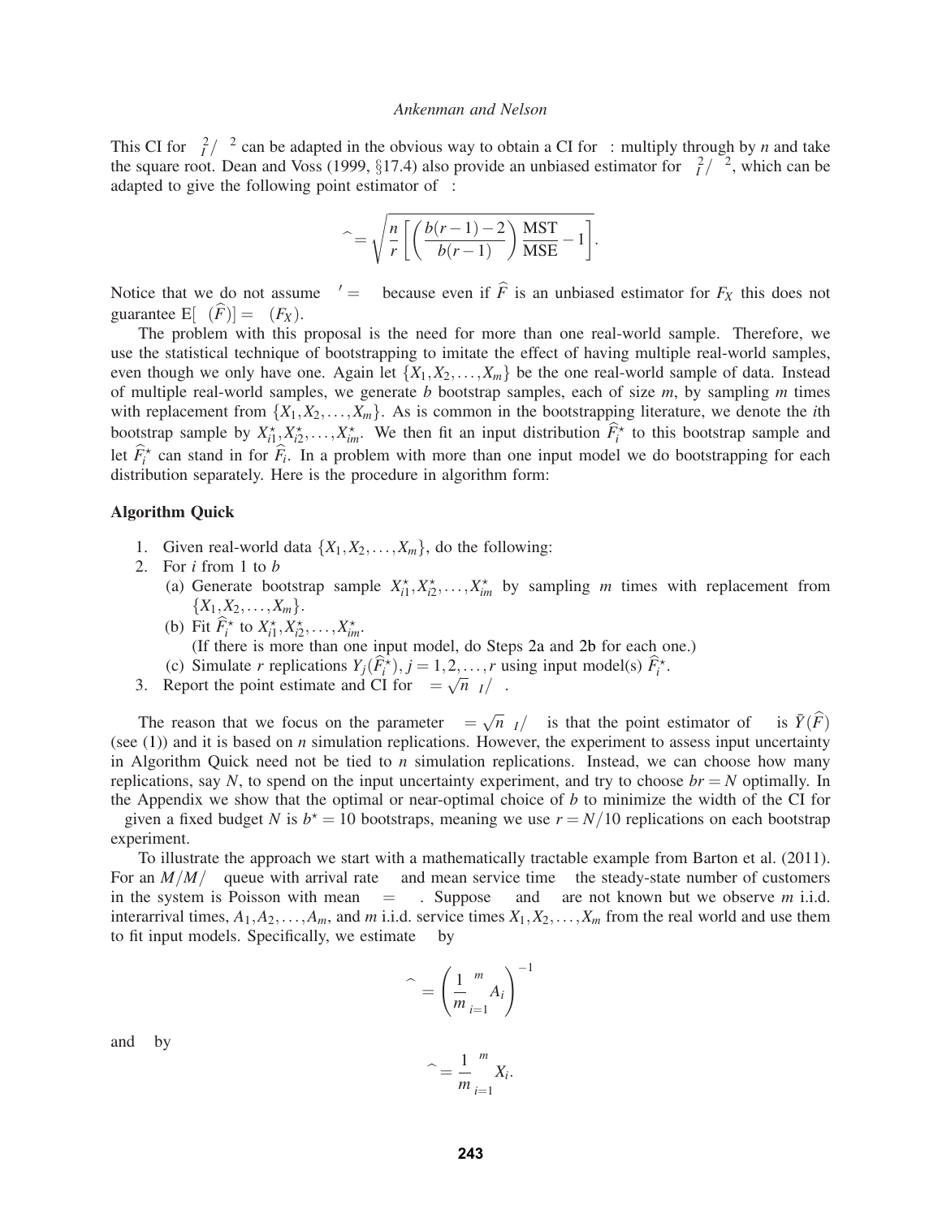This CI for $\sigma_I^2/\sigma^2$ can be adapted in the obvious way to obtain a CI for $\gamma$: multiply through by $n$ and take the square root. Dean and Voss (1999, §17.4) also provide an unbiased estimator for $\sigma_I^2/\sigma^2$, which can be adapted to give the following point estimator of $\gamma$:

$$\widehat{\gamma} = \sqrt{\frac{n}{r}\left[\left(\frac{b(r-1)-2}{b(r-1)}\right)\frac{\text{MST}}{\text{MSE}} - 1\right]}.$$

Notice that we do not assume $\mu' = \mu$ because even if $\widehat{F}$ is an unbiased estimator for $F_X$ this does not guarantee $\text{E}[\mu(\widehat{F})] = \mu(F_X)$.

The problem with this proposal is the need for more than one real-world sample. Therefore, we use the statistical technique of bootstrapping to imitate the effect of having multiple real-world samples, even though we only have one. Again let $\{X_1, X_2, \ldots, X_m\}$ be the one real-world sample of data. Instead of multiple real-world samples, we generate $b$ bootstrap samples, each of size $m$, by sampling $m$ times with replacement from $\{X_1, X_2, \ldots, X_m\}$. As is common in the bootstrapping literature, we denote the $i$th bootstrap sample by $X_{i1}^\star, X_{i2}^\star, \ldots, X_{im}^\star$. We then fit an input distribution $\widehat{F}_i^\star$ to this bootstrap sample and let $\widehat{F}_i^\star$ can stand in for $\widehat{F}_i$. In a problem with more than one input model we do bootstrapping for each distribution separately. Here is the procedure in algorithm form:

**Algorithm Quick**

1. Given real-world data $\{X_1, X_2, \ldots, X_m\}$, do the following:
2. For $i$ from 1 to $b$
   (a) Generate bootstrap sample $X_{i1}^\star, X_{i2}^\star, \ldots, X_{im}^\star$ by sampling $m$ times with replacement from $\{X_1, X_2, \ldots, X_m\}$.
   (b) Fit $\widehat{F}_i^\star$ to $X_{i1}^\star, X_{i2}^\star, \ldots, X_{im}^\star$.
   (If there is more than one input model, do Steps 2a and 2b for each one.)
   (c) Simulate $r$ replications $Y_j(\widehat{F}_i^\star)$, $j = 1, 2, \ldots, r$ using input model(s) $\widehat{F}_i^\star$.
3. Report the point estimate and CI for $\gamma = \sqrt{n}\,\sigma_I/\sigma$.

The reason that we focus on the parameter $\gamma = \sqrt{n}\,\sigma_I/\sigma$ is that the point estimator of $\mu$ is $\bar{Y}(\widehat{F})$ (see (1)) and it is based on $n$ simulation replications. However, the experiment to assess input uncertainty in Algorithm Quick need not be tied to $n$ simulation replications. Instead, we can choose how many replications, say $N$, to spend on the input uncertainty experiment, and try to choose $br = N$ optimally. In the Appendix we show that the optimal or near-optimal choice of $b$ to minimize the width of the CI for $\gamma$ given a fixed budget $N$ is $b^\star = 10$ bootstraps, meaning we use $r = N/10$ replications on each bootstrap experiment.

To illustrate the approach we start with a mathematically tractable example from Barton et al. (2011). For an $M/M/\infty$ queue with arrival rate $\lambda$ and mean service time $\tau$ the steady-state number of customers in the system is Poisson with mean $\mu = \lambda\tau$. Suppose $\lambda$ and $\tau$ are not known but we observe $m$ i.i.d. interarrival times, $A_1, A_2, \ldots, A_m$, and $m$ i.i.d. service times $X_1, X_2, \ldots, X_m$ from the real world and use them to fit input models. Specifically, we estimate $\lambda$ by

$$\widehat{\lambda} = \left(\frac{1}{m}\sum_{i=1}^{m} A_i\right)^{-1}$$

and $\tau$ by

$$\widehat{\tau} = \frac{1}{m}\sum_{i=1}^{m} X_i.$$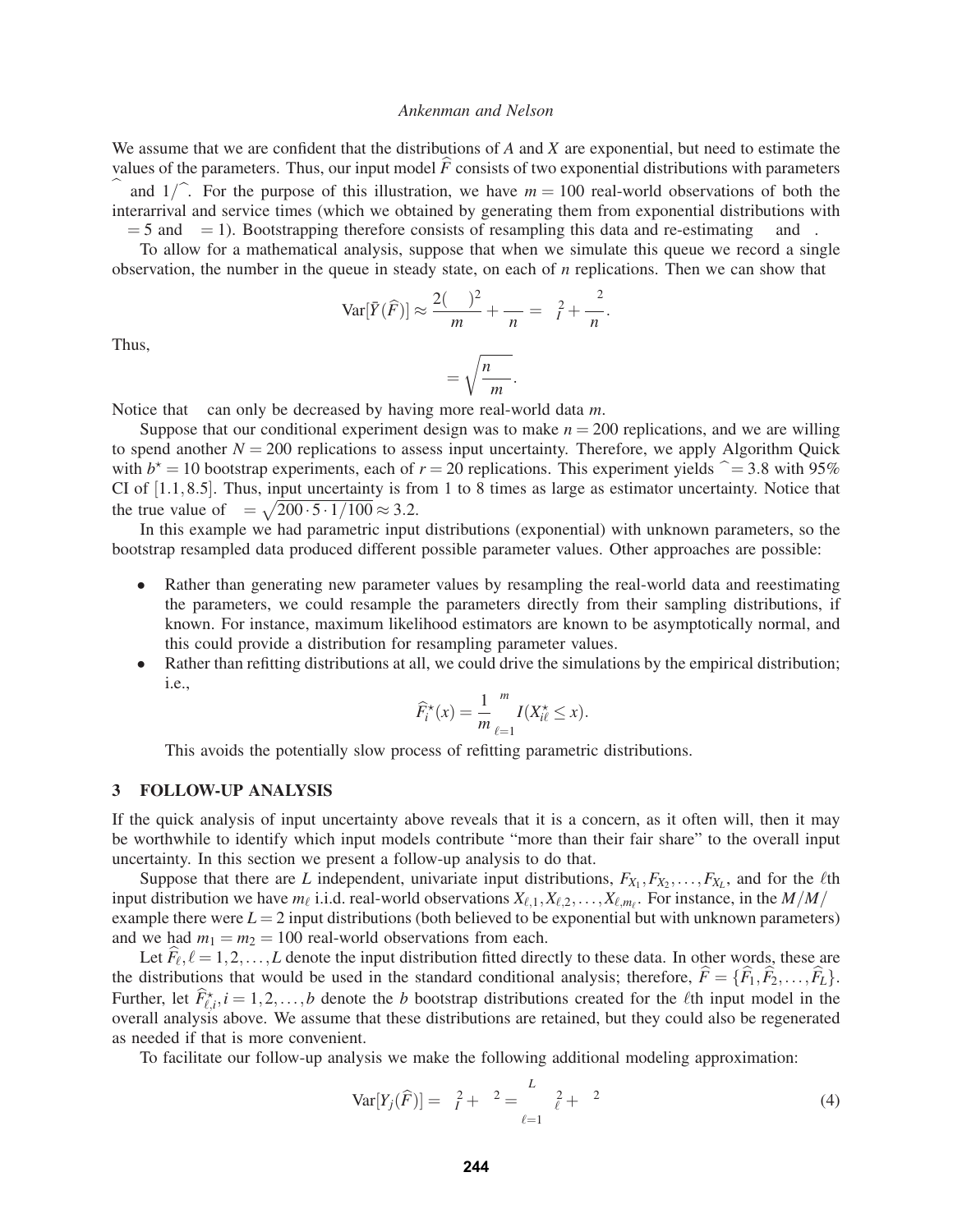We assume that we are confident that the distributions of $A$ and $X$ are exponential, but need to estimate the values of the parameters. Thus, our input model $\widehat{F}$ consists of two exponential distributions with parameters $\widehat{\lambda}$ and $1/\widehat{\tau}$. For the purpose of this illustration, we have $m = 100$ real-world observations of both the interarrival and service times (which we obtained by generating them from exponential distributions with $\lambda = 5$ and $\tau = 1$). Bootstrapping therefore consists of resampling this data and re-estimating $\lambda$ and $\tau$.

To allow for a mathematical analysis, suppose that when we simulate this queue we record a single observation, the number in the queue in steady state, on each of $n$ replications. Then we can show that

$$\mathrm{Var}[\bar{Y}(\widehat{F})] \approx \frac{2(\lambda\tau)^2}{m} + \frac{\lambda\tau}{n} = \sigma_I^2 + \frac{\sigma^2}{n}.$$

Thus,

$$\gamma = \sqrt{\frac{n\lambda\tau}{m}}.$$

Notice that $\gamma$ can only be decreased by having more real-world data $m$.

Suppose that our conditional experiment design was to make $n = 200$ replications, and we are willing to spend another $N = 200$ replications to assess input uncertainty. Therefore, we apply Algorithm Quick with $b^\star = 10$ bootstrap experiments, each of $r = 20$ replications. This experiment yields $\widehat{\gamma} = 3.8$ with 95% CI of $[1.1, 8.5]$. Thus, input uncertainty is from 1 to 8 times as large as estimator uncertainty. Notice that the true value of $\gamma = \sqrt{200 \cdot 5 \cdot 1/100} \approx 3.2$.

In this example we had parametric input distributions (exponential) with unknown parameters, so the bootstrap resampled data produced different possible parameter values. Other approaches are possible:

- Rather than generating new parameter values by resampling the real-world data and reestimating the parameters, we could resample the parameters directly from their sampling distributions, if known. For instance, maximum likelihood estimators are known to be asymptotically normal, and this could provide a distribution for resampling parameter values.
- Rather than refitting distributions at all, we could drive the simulations by the empirical distribution; i.e.,

$$\widehat{F}_i^\star(x) = \frac{1}{m}\sum_{\ell=1}^{m} I(X_{i\ell}^\star \le x).$$

  This avoids the potentially slow process of refitting parametric distributions.

## 3 FOLLOW-UP ANALYSIS

If the quick analysis of input uncertainty above reveals that it is a concern, as it often will, then it may be worthwhile to identify which input models contribute "more than their fair share" to the overall input uncertainty. In this section we present a follow-up analysis to do that.

Suppose that there are $L$ independent, univariate input distributions, $F_{X_1}, F_{X_2}, \ldots, F_{X_L}$, and for the $\ell$th input distribution we have $m_\ell$ i.i.d. real-world observations $X_{\ell,1}, X_{\ell,2}, \ldots, X_{\ell,m_\ell}$. For instance, in the $M/M/\infty$ example there were $L = 2$ input distributions (both believed to be exponential but with unknown parameters) and we had $m_1 = m_2 = 100$ real-world observations from each.

Let $\widehat{F}_\ell, \ell = 1, 2, \ldots, L$ denote the input distribution fitted directly to these data. In other words, these are the distributions that would be used in the standard conditional analysis; therefore, $\widehat{F} = \{\widehat{F}_1, \widehat{F}_2, \ldots, \widehat{F}_L\}$. Further, let $\widehat{F}_{\ell,i}^\star, i = 1, 2, \ldots, b$ denote the $b$ bootstrap distributions created for the $\ell$th input model in the overall analysis above. We assume that these distributions are retained, but they could also be regenerated as needed if that is more convenient.

To facilitate our follow-up analysis we make the following additional modeling approximation:

$$\mathrm{Var}[Y_j(\widehat{F})] = \sigma_I^2 + \sigma^2 = \sum_{\ell=1}^{L} \sigma_\ell^2 + \sigma^2 \tag{4}$$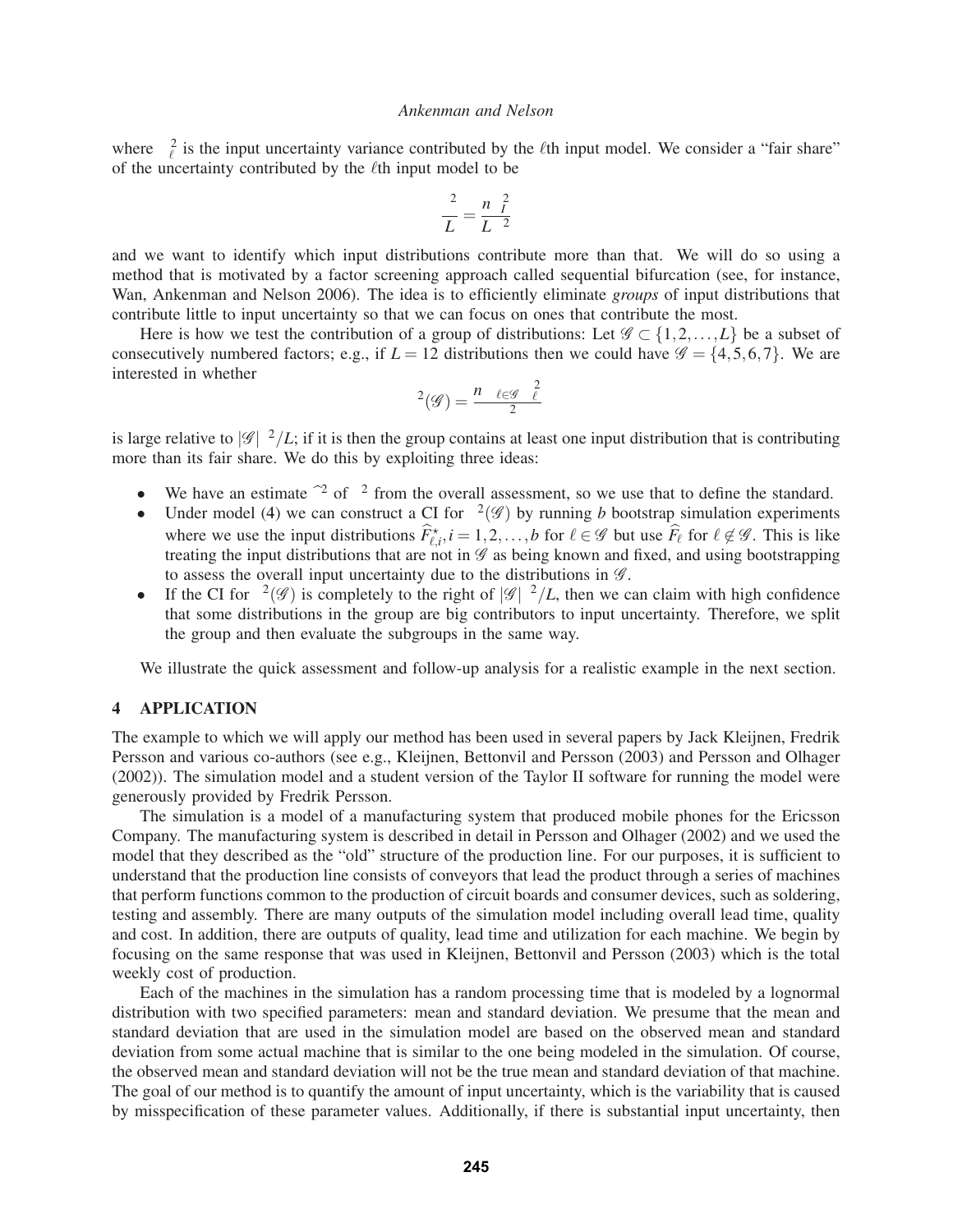where $\sigma_\ell^2$ is the input uncertainty variance contributed by the $\ell$th input model. We consider a "fair share" of the uncertainty contributed by the $\ell$th input model to be

$$\frac{\gamma^2}{L} = \frac{n\sigma_I^2}{L\tau^2}$$

and we want to identify which input distributions contribute more than that. We will do so using a method that is motivated by a factor screening approach called sequential bifurcation (see, for instance, Wan, Ankenman and Nelson 2006). The idea is to efficiently eliminate *groups* of input distributions that contribute little to input uncertainty so that we can focus on ones that contribute the most.

Here is how we test the contribution of a group of distributions: Let $\mathscr{G} \subset \{1,2,\ldots,L\}$ be a subset of consecutively numbered factors; e.g., if $L = 12$ distributions then we could have $\mathscr{G} = \{4,5,6,7\}$. We are interested in whether

$$\gamma^2(\mathscr{G}) = \frac{n\sum_{\ell\in\mathscr{G}}\sigma_\ell^2}{\tau^2}$$

is large relative to $|\mathscr{G}|\gamma^2/L$; if it is then the group contains at least one input distribution that is contributing more than its fair share. We do this by exploiting three ideas:

- We have an estimate $\widehat{\gamma}^2$ of $\gamma^2$ from the overall assessment, so we use that to define the standard.
- Under model (4) we can construct a CI for $\gamma^2(\mathscr{G})$ by running $b$ bootstrap simulation experiments where we use the input distributions $\widehat{F}_{\ell,i}^\star, i = 1,2,\ldots,b$ for $\ell \in \mathscr{G}$ but use $\widehat{F}_\ell$ for $\ell \notin \mathscr{G}$. This is like treating the input distributions that are not in $\mathscr{G}$ as being known and fixed, and using bootstrapping to assess the overall input uncertainty due to the distributions in $\mathscr{G}$.
- If the CI for $\gamma^2(\mathscr{G})$ is completely to the right of $|\mathscr{G}|\gamma^2/L$, then we can claim with high confidence that some distributions in the group are big contributors to input uncertainty. Therefore, we split the group and then evaluate the subgroups in the same way.

We illustrate the quick assessment and follow-up analysis for a realistic example in the next section.

## 4 APPLICATION

The example to which we will apply our method has been used in several papers by Jack Kleijnen, Fredrik Persson and various co-authors (see e.g., Kleijnen, Bettonvil and Persson (2003) and Persson and Olhager (2002)). The simulation model and a student version of the Taylor II software for running the model were generously provided by Fredrik Persson.

The simulation is a model of a manufacturing system that produced mobile phones for the Ericsson Company. The manufacturing system is described in detail in Persson and Olhager (2002) and we used the model that they described as the "old" structure of the production line. For our purposes, it is sufficient to understand that the production line consists of conveyors that lead the product through a series of machines that perform functions common to the production of circuit boards and consumer devices, such as soldering, testing and assembly. There are many outputs of the simulation model including overall lead time, quality and cost. In addition, there are outputs of quality, lead time and utilization for each machine. We begin by focusing on the same response that was used in Kleijnen, Bettonvil and Persson (2003) which is the total weekly cost of production.

Each of the machines in the simulation has a random processing time that is modeled by a lognormal distribution with two specified parameters: mean and standard deviation. We presume that the mean and standard deviation that are used in the simulation model are based on the observed mean and standard deviation from some actual machine that is similar to the one being modeled in the simulation. Of course, the observed mean and standard deviation will not be the true mean and standard deviation of that machine. The goal of our method is to quantify the amount of input uncertainty, which is the variability that is caused by misspecification of these parameter values. Additionally, if there is substantial input uncertainty, then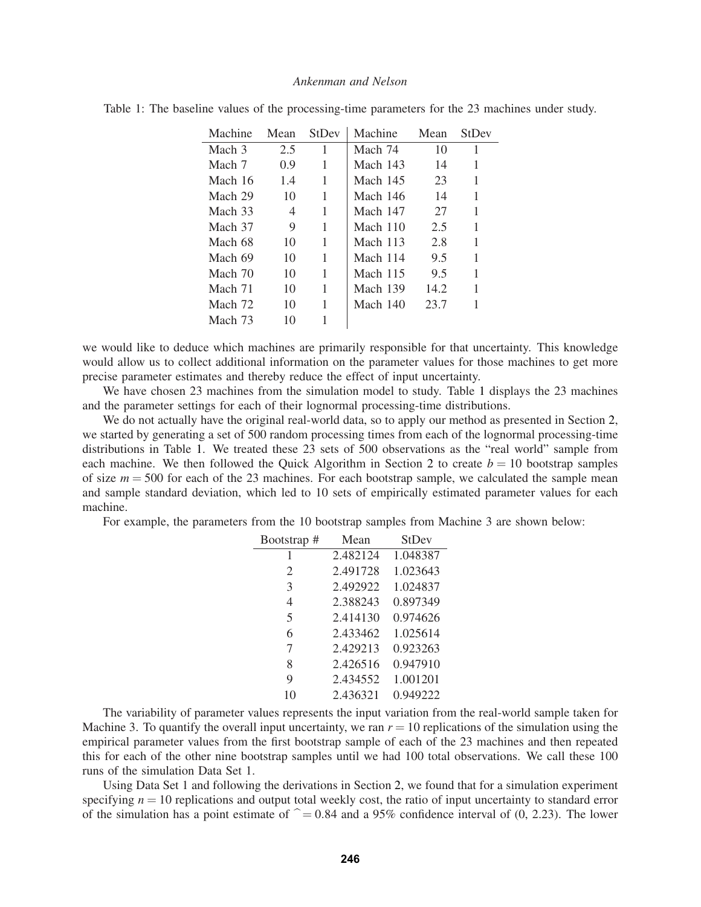Table 1: The baseline values of the processing-time parameters for the 23 machines under study.

| Machine | Mean | StDev | Machine | Mean | StDev |
|---|---|---|---|---|---|
| Mach 3 | 2.5 | 1 | Mach 74 | 10 | 1 |
| Mach 7 | 0.9 | 1 | Mach 143 | 14 | 1 |
| Mach 16 | 1.4 | 1 | Mach 145 | 23 | 1 |
| Mach 29 | 10 | 1 | Mach 146 | 14 | 1 |
| Mach 33 | 4 | 1 | Mach 147 | 27 | 1 |
| Mach 37 | 9 | 1 | Mach 110 | 2.5 | 1 |
| Mach 68 | 10 | 1 | Mach 113 | 2.8 | 1 |
| Mach 69 | 10 | 1 | Mach 114 | 9.5 | 1 |
| Mach 70 | 10 | 1 | Mach 115 | 9.5 | 1 |
| Mach 71 | 10 | 1 | Mach 139 | 14.2 | 1 |
| Mach 72 | 10 | 1 | Mach 140 | 23.7 | 1 |
| Mach 73 | 10 | 1 | | | |

we would like to deduce which machines are primarily responsible for that uncertainty. This knowledge would allow us to collect additional information on the parameter values for those machines to get more precise parameter estimates and thereby reduce the effect of input uncertainty.

We have chosen 23 machines from the simulation model to study. Table 1 displays the 23 machines and the parameter settings for each of their lognormal processing-time distributions.

We do not actually have the original real-world data, so to apply our method as presented in Section 2, we started by generating a set of 500 random processing times from each of the lognormal processing-time distributions in Table 1. We treated these 23 sets of 500 observations as the "real world" sample from each machine. We then followed the Quick Algorithm in Section 2 to create $b = 10$ bootstrap samples of size $m = 500$ for each of the 23 machines. For each bootstrap sample, we calculated the sample mean and sample standard deviation, which led to 10 sets of empirically estimated parameter values for each machine.

For example, the parameters from the 10 bootstrap samples from Machine 3 are shown below:

| Bootstrap # | Mean | StDev |
|---|---|---|
| 1 | 2.482124 | 1.048387 |
| 2 | 2.491728 | 1.023643 |
| 3 | 2.492922 | 1.024837 |
| 4 | 2.388243 | 0.897349 |
| 5 | 2.414130 | 0.974626 |
| 6 | 2.433462 | 1.025614 |
| 7 | 2.429213 | 0.923263 |
| 8 | 2.426516 | 0.947910 |
| 9 | 2.434552 | 1.001201 |
| 10 | 2.436321 | 0.949222 |

The variability of parameter values represents the input variation from the real-world sample taken for Machine 3. To quantify the overall input uncertainty, we ran $r = 10$ replications of the simulation using the empirical parameter values from the first bootstrap sample of each of the 23 machines and then repeated this for each of the other nine bootstrap samples until we had 100 total observations. We call these 100 runs of the simulation Data Set 1.

Using Data Set 1 and following the derivations in Section 2, we found that for a simulation experiment specifying $n = 10$ replications and output total weekly cost, the ratio of input uncertainty to standard error of the simulation has a point estimate of $\widehat{\ } = 0.84$ and a 95% confidence interval of (0, 2.23). The lower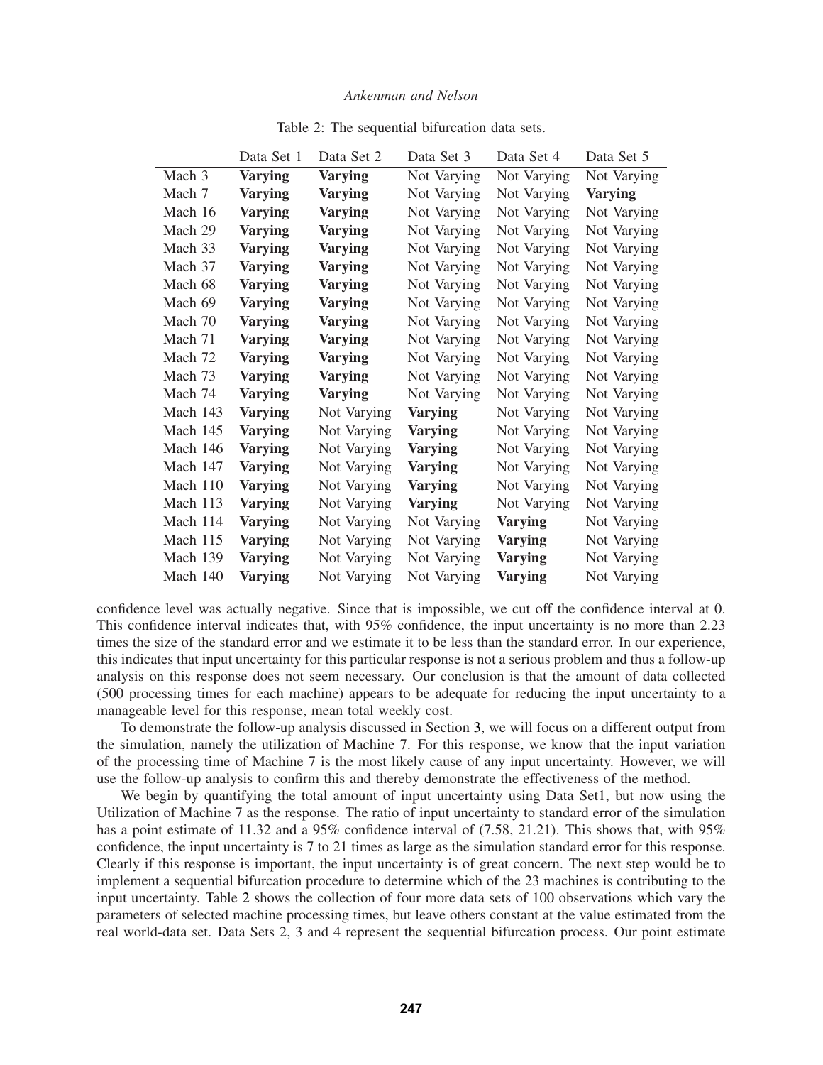Table 2: The sequential bifurcation data sets.

| | Data Set 1 | Data Set 2 | Data Set 3 | Data Set 4 | Data Set 5 |
|---|---|---|---|---|---|
| Mach 3 | **Varying** | **Varying** | Not Varying | Not Varying | Not Varying |
| Mach 7 | **Varying** | **Varying** | Not Varying | Not Varying | **Varying** |
| Mach 16 | **Varying** | **Varying** | Not Varying | Not Varying | Not Varying |
| Mach 29 | **Varying** | **Varying** | Not Varying | Not Varying | Not Varying |
| Mach 33 | **Varying** | **Varying** | Not Varying | Not Varying | Not Varying |
| Mach 37 | **Varying** | **Varying** | Not Varying | Not Varying | Not Varying |
| Mach 68 | **Varying** | **Varying** | Not Varying | Not Varying | Not Varying |
| Mach 69 | **Varying** | **Varying** | Not Varying | Not Varying | Not Varying |
| Mach 70 | **Varying** | **Varying** | Not Varying | Not Varying | Not Varying |
| Mach 71 | **Varying** | **Varying** | Not Varying | Not Varying | Not Varying |
| Mach 72 | **Varying** | **Varying** | Not Varying | Not Varying | Not Varying |
| Mach 73 | **Varying** | **Varying** | Not Varying | Not Varying | Not Varying |
| Mach 74 | **Varying** | **Varying** | Not Varying | Not Varying | Not Varying |
| Mach 143 | **Varying** | Not Varying | **Varying** | Not Varying | Not Varying |
| Mach 145 | **Varying** | Not Varying | **Varying** | Not Varying | Not Varying |
| Mach 146 | **Varying** | Not Varying | **Varying** | Not Varying | Not Varying |
| Mach 147 | **Varying** | Not Varying | **Varying** | Not Varying | Not Varying |
| Mach 110 | **Varying** | Not Varying | **Varying** | Not Varying | Not Varying |
| Mach 113 | **Varying** | Not Varying | **Varying** | Not Varying | Not Varying |
| Mach 114 | **Varying** | Not Varying | Not Varying | **Varying** | Not Varying |
| Mach 115 | **Varying** | Not Varying | Not Varying | **Varying** | Not Varying |
| Mach 139 | **Varying** | Not Varying | Not Varying | **Varying** | Not Varying |
| Mach 140 | **Varying** | Not Varying | Not Varying | **Varying** | Not Varying |

confidence level was actually negative. Since that is impossible, we cut off the confidence interval at 0. This confidence interval indicates that, with 95% confidence, the input uncertainty is no more than 2.23 times the size of the standard error and we estimate it to be less than the standard error. In our experience, this indicates that input uncertainty for this particular response is not a serious problem and thus a follow-up analysis on this response does not seem necessary. Our conclusion is that the amount of data collected (500 processing times for each machine) appears to be adequate for reducing the input uncertainty to a manageable level for this response, mean total weekly cost.

To demonstrate the follow-up analysis discussed in Section 3, we will focus on a different output from the simulation, namely the utilization of Machine 7. For this response, we know that the input variation of the processing time of Machine 7 is the most likely cause of any input uncertainty. However, we will use the follow-up analysis to confirm this and thereby demonstrate the effectiveness of the method.

We begin by quantifying the total amount of input uncertainty using Data Set1, but now using the Utilization of Machine 7 as the response. The ratio of input uncertainty to standard error of the simulation has a point estimate of 11.32 and a 95% confidence interval of (7.58, 21.21). This shows that, with 95% confidence, the input uncertainty is 7 to 21 times as large as the simulation standard error for this response. Clearly if this response is important, the input uncertainty is of great concern. The next step would be to implement a sequential bifurcation procedure to determine which of the 23 machines is contributing to the input uncertainty. Table 2 shows the collection of four more data sets of 100 observations which vary the parameters of selected machine processing times, but leave others constant at the value estimated from the real world-data set. Data Sets 2, 3 and 4 represent the sequential bifurcation process. Our point estimate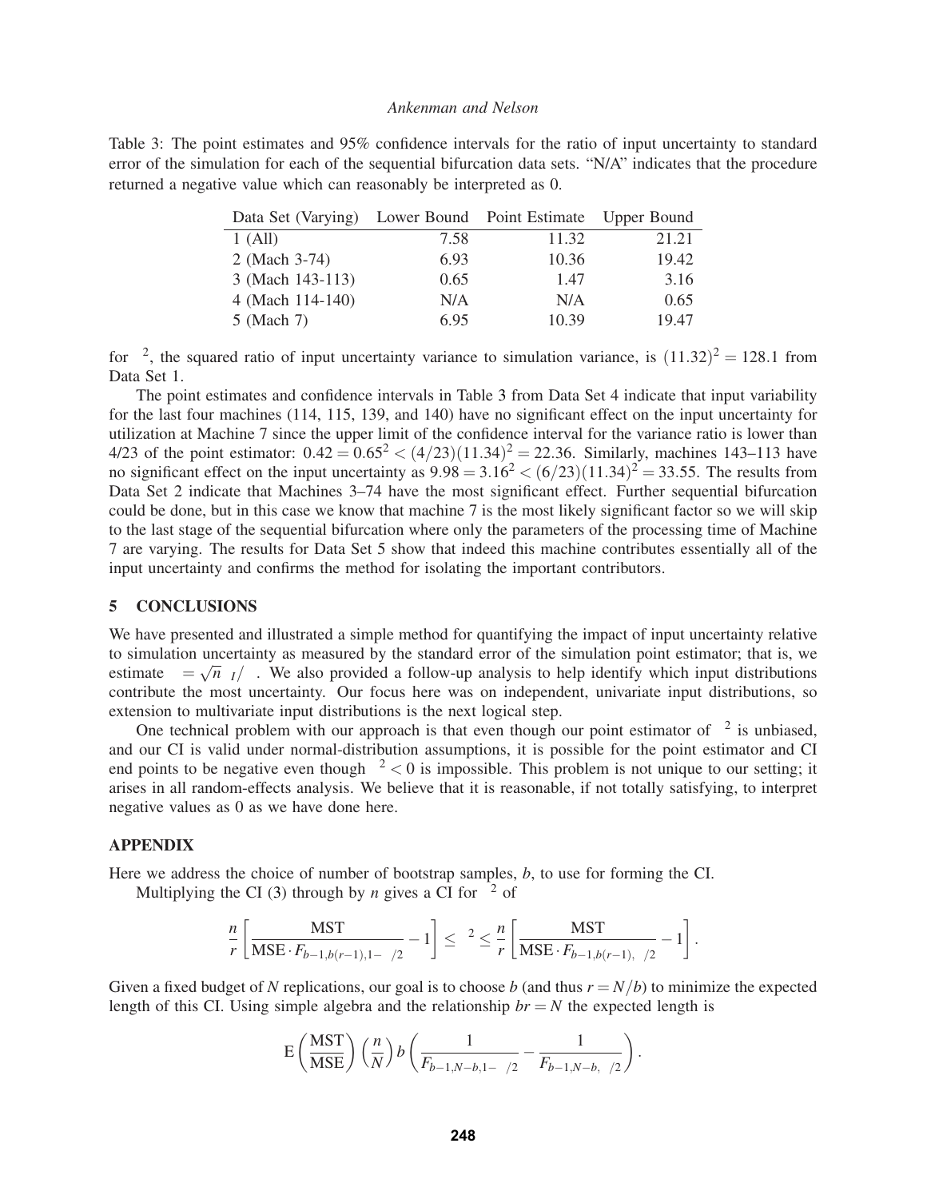Table 3: The point estimates and 95% confidence intervals for the ratio of input uncertainty to standard error of the simulation for each of the sequential bifurcation data sets. "N/A" indicates that the procedure returned a negative value which can reasonably be interpreted as 0.

| Data Set (Varying) | Lower Bound | Point Estimate | Upper Bound |
|---|---|---|---|
| 1 (All) | 7.58 | 11.32 | 21.21 |
| 2 (Mach 3-74) | 6.93 | 10.36 | 19.42 |
| 3 (Mach 143-113) | 0.65 | 1.47 | 3.16 |
| 4 (Mach 114-140) | N/A | N/A | 0.65 |
| 5 (Mach 7) | 6.95 | 10.39 | 19.47 |

for $\gamma^2$, the squared ratio of input uncertainty variance to simulation variance, is $(11.32)^2 = 128.1$ from Data Set 1.

The point estimates and confidence intervals in Table 3 from Data Set 4 indicate that input variability for the last four machines (114, 115, 139, and 140) have no significant effect on the input uncertainty for utilization at Machine 7 since the upper limit of the confidence interval for the variance ratio is lower than 4/23 of the point estimator: $0.42 = 0.65^2 < (4/23)(11.34)^2 = 22.36$. Similarly, machines 143–113 have no significant effect on the input uncertainty as $9.98 = 3.16^2 < (6/23)(11.34)^2 = 33.55$. The results from Data Set 2 indicate that Machines 3–74 have the most significant effect. Further sequential bifurcation could be done, but in this case we know that machine 7 is the most likely significant factor so we will skip to the last stage of the sequential bifurcation where only the parameters of the processing time of Machine 7 are varying. The results for Data Set 5 show that indeed this machine contributes essentially all of the input uncertainty and confirms the method for isolating the important contributors.

## 5 CONCLUSIONS

We have presented and illustrated a simple method for quantifying the impact of input uncertainty relative to simulation uncertainty as measured by the standard error of the simulation point estimator; that is, we estimate $\gamma = \sqrt{n}\,\sigma_I/\sigma$. We also provided a follow-up analysis to help identify which input distributions contribute the most uncertainty. Our focus here was on independent, univariate input distributions, so extension to multivariate input distributions is the next logical step.

One technical problem with our approach is that even though our point estimator of $\gamma^2$ is unbiased, and our CI is valid under normal-distribution assumptions, it is possible for the point estimator and CI end points to be negative even though $\gamma^2 < 0$ is impossible. This problem is not unique to our setting; it arises in all random-effects analysis. We believe that it is reasonable, if not totally satisfying, to interpret negative values as 0 as we have done here.

## APPENDIX

Here we address the choice of number of bootstrap samples, $b$, to use for forming the CI.

Multiplying the CI (3) through by $n$ gives a CI for $\gamma^2$ of

$$\frac{n}{r}\left[\frac{\text{MST}}{\text{MSE}\cdot F_{b-1,b(r-1),1-\alpha/2}} - 1\right] \le \gamma^2 \le \frac{n}{r}\left[\frac{\text{MST}}{\text{MSE}\cdot F_{b-1,b(r-1),\alpha/2}} - 1\right].$$

Given a fixed budget of $N$ replications, our goal is to choose $b$ (and thus $r = N/b$) to minimize the expected length of this CI. Using simple algebra and the relationship $br = N$ the expected length is

$$\text{E}\left(\frac{\text{MST}}{\text{MSE}}\right)\left(\frac{n}{N}\right) b \left(\frac{1}{F_{b-1,N-b,1-\alpha/2}} - \frac{1}{F_{b-1,N-b,\alpha/2}}\right).$$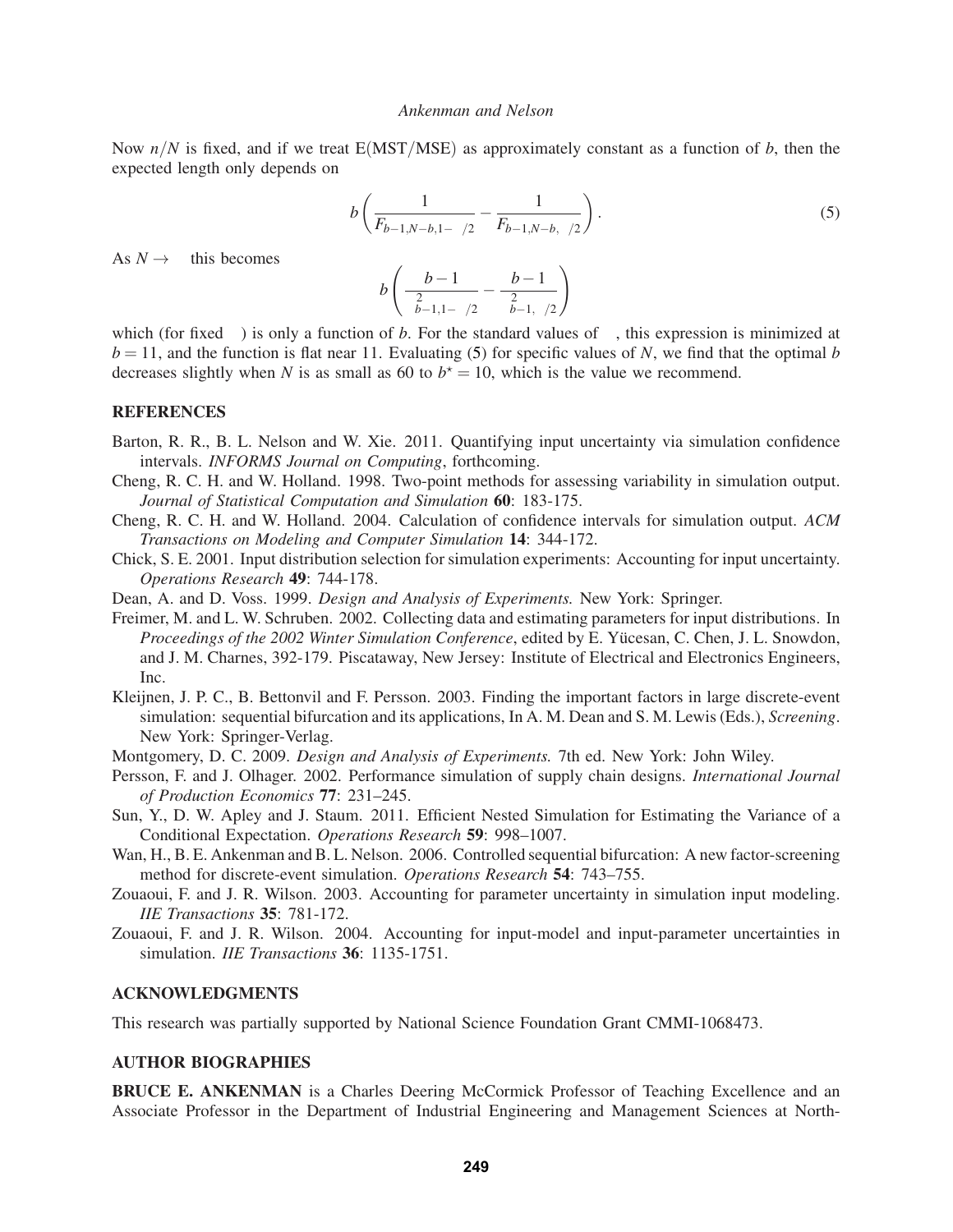Now $n/N$ is fixed, and if we treat $\mathrm{E(MST/MSE)}$ as approximately constant as a function of $b$, then the expected length only depends on

$$b\left(\frac{1}{F_{b-1,N-b,1-\alpha/2}} - \frac{1}{F_{b-1,N-b,\alpha/2}}\right). \tag{5}$$

As $N \to \infty$ this becomes

$$b\left(\frac{b-1}{\chi^2_{b-1,1-\alpha/2}} - \frac{b-1}{\chi^2_{b-1,\alpha/2}}\right)$$

which (for fixed $\alpha$) is only a function of $b$. For the standard values of $\alpha$, this expression is minimized at $b = 11$, and the function is flat near 11. Evaluating (5) for specific values of $N$, we find that the optimal $b$ decreases slightly when $N$ is as small as 60 to $b^\star = 10$, which is the value we recommend.

## REFERENCES

Barton, R. R., B. L. Nelson and W. Xie. 2011. Quantifying input uncertainty via simulation confidence intervals. *INFORMS Journal on Computing*, forthcoming.

Cheng, R. C. H. and W. Holland. 1998. Two-point methods for assessing variability in simulation output. *Journal of Statistical Computation and Simulation* **60**: 183-175.

Cheng, R. C. H. and W. Holland. 2004. Calculation of confidence intervals for simulation output. *ACM Transactions on Modeling and Computer Simulation* **14**: 344-172.

Chick, S. E. 2001. Input distribution selection for simulation experiments: Accounting for input uncertainty. *Operations Research* **49**: 744-178.

Dean, A. and D. Voss. 1999. *Design and Analysis of Experiments.* New York: Springer.

Freimer, M. and L. W. Schruben. 2002. Collecting data and estimating parameters for input distributions. In *Proceedings of the 2002 Winter Simulation Conference*, edited by E. Yücesan, C. Chen, J. L. Snowdon, and J. M. Charnes, 392-179. Piscataway, New Jersey: Institute of Electrical and Electronics Engineers, Inc.

Kleijnen, J. P. C., B. Bettonvil and F. Persson. 2003. Finding the important factors in large discrete-event simulation: sequential bifurcation and its applications, In A. M. Dean and S. M. Lewis (Eds.), *Screening*. New York: Springer-Verlag.

Montgomery, D. C. 2009. *Design and Analysis of Experiments.* 7th ed. New York: John Wiley.

Persson, F. and J. Olhager. 2002. Performance simulation of supply chain designs. *International Journal of Production Economics* **77**: 231–245.

Sun, Y., D. W. Apley and J. Staum. 2011. Efficient Nested Simulation for Estimating the Variance of a Conditional Expectation. *Operations Research* **59**: 998–1007.

Wan, H., B. E. Ankenman and B. L. Nelson. 2006. Controlled sequential bifurcation: A new factor-screening method for discrete-event simulation. *Operations Research* **54**: 743–755.

Zouaoui, F. and J. R. Wilson. 2003. Accounting for parameter uncertainty in simulation input modeling. *IIE Transactions* **35**: 781-172.

Zouaoui, F. and J. R. Wilson. 2004. Accounting for input-model and input-parameter uncertainties in simulation. *IIE Transactions* **36**: 1135-1751.

## ACKNOWLEDGMENTS

This research was partially supported by National Science Foundation Grant CMMI-1068473.

## AUTHOR BIOGRAPHIES

**BRUCE E. ANKENMAN** is a Charles Deering McCormick Professor of Teaching Excellence and an Associate Professor in the Department of Industrial Engineering and Management Sciences at North-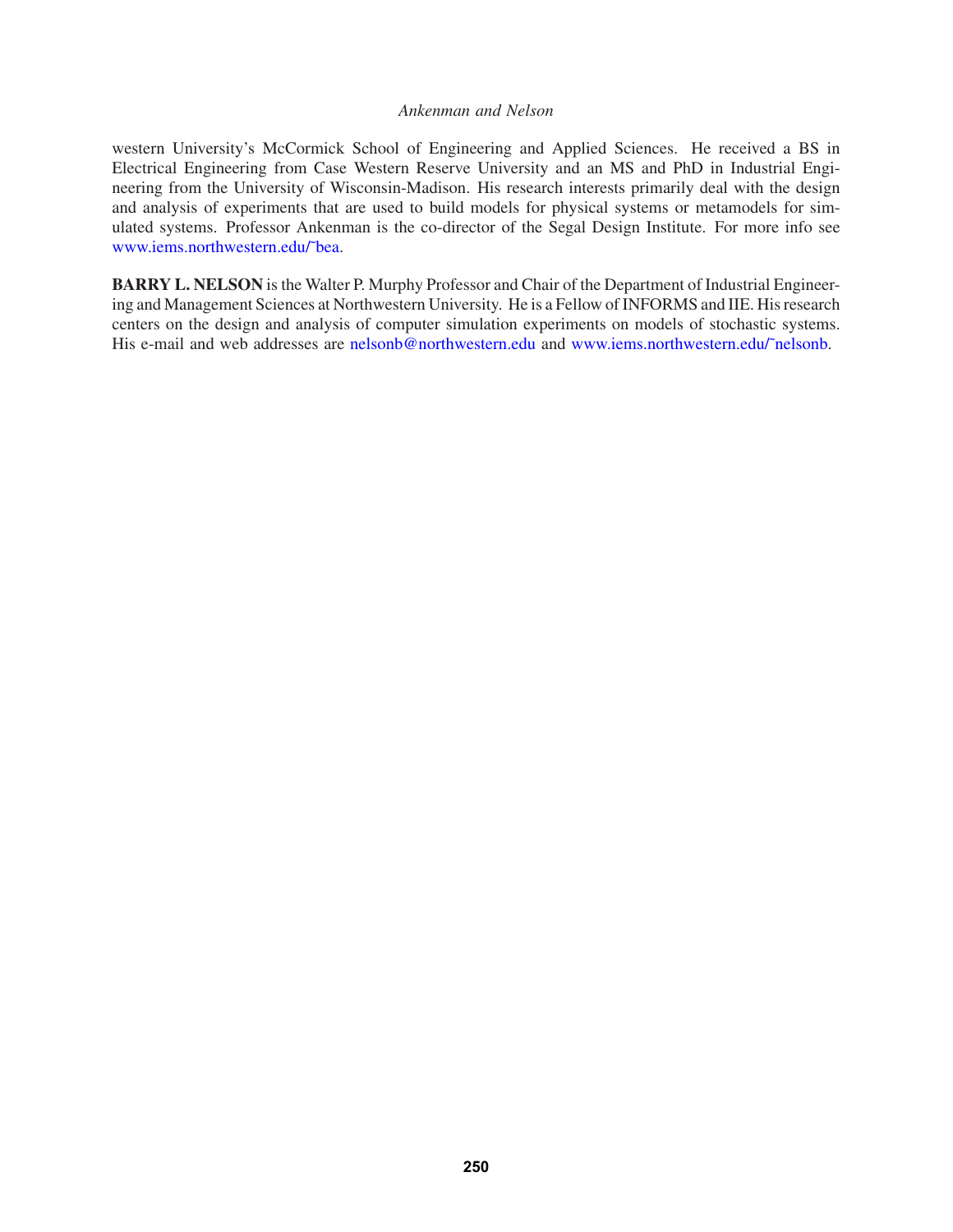western University's McCormick School of Engineering and Applied Sciences. He received a BS in Electrical Engineering from Case Western Reserve University and an MS and PhD in Industrial Engineering from the University of Wisconsin-Madison. His research interests primarily deal with the design and analysis of experiments that are used to build models for physical systems or metamodels for simulated systems. Professor Ankenman is the co-director of the Segal Design Institute. For more info see www.iems.northwestern.edu/˜bea.

**BARRY L. NELSON** is the Walter P. Murphy Professor and Chair of the Department of Industrial Engineering and Management Sciences at Northwestern University. He is a Fellow of INFORMS and IIE. His research centers on the design and analysis of computer simulation experiments on models of stochastic systems. His e-mail and web addresses are nelsonb@northwestern.edu and www.iems.northwestern.edu/˜nelsonb.